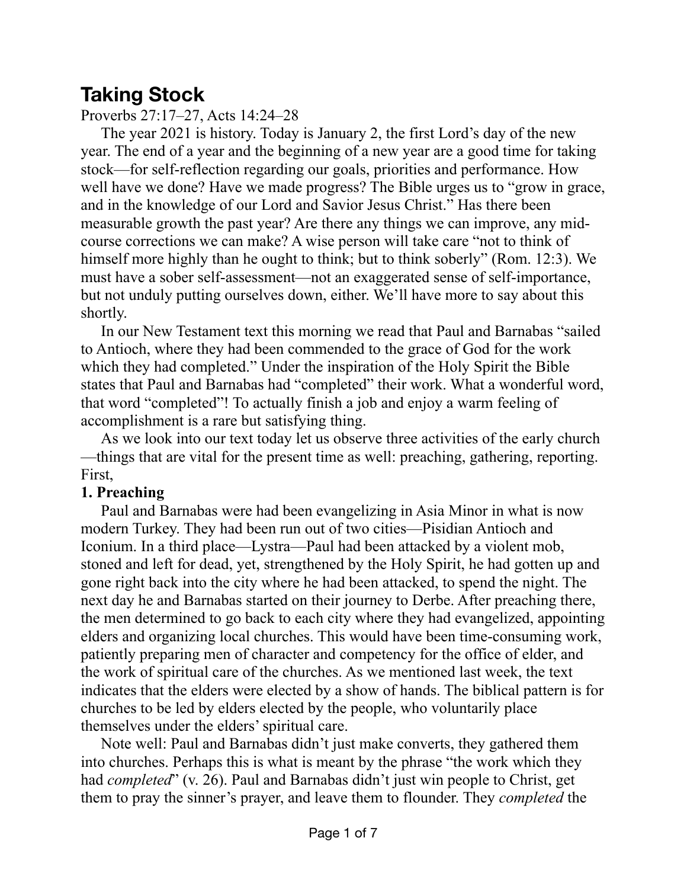# Taking Stock

Proverbs 27:17–27, Acts 14:24–28

The year 2021 is history. Today is January 2, the first Lord's day of the new year. The end of a year and the beginning of a new year are a good time for taking stock—for self-reflection regarding our goals, priorities and performance. How well have we done? Have we made progress? The Bible urges us to "grow in grace, and in the knowledge of our Lord and Savior Jesus Christ." Has there been measurable growth the past year? Are there any things we can improve, any mid-course corrections we can make? A wise person will take care "not to think of himself more highly than he ought to think; but to think soberly" (Rom. 12:3). We must have a sober self-assessment—not an exaggerated sense of self-importance, but not unduly putting ourselves down, either. We'll have more to say about this shortly.

In our New Testament text this morning we read that Paul and Barnabas "sailed to Antioch, where they had been commended to the grace of God for the work which they had completed." Under the inspiration of the Holy Spirit the Bible states that Paul and Barnabas had "completed" their work. What a wonderful word, that word "completed"! To actually finish a job and enjoy a warm feeling of accomplishment is a rare but satisfying thing.

As we look into our text today let us observe three activities of the early church—things that are vital for the present time as well: preaching, gathering, reporting. First,

**1. Preaching**

Paul and Barnabas were had been evangelizing in Asia Minor in what is now modern Turkey. They had been run out of two cities—Pisidian Antioch and Iconium. In a third place—Lystra—Paul had been attacked by a violent mob, stoned and left for dead, yet, strengthened by the Holy Spirit, he had gotten up and gone right back into the city where he had been attacked, to spend the night. The next day he and Barnabas started on their journey to Derbe. After preaching there, the men determined to go back to each city where they had evangelized, appointing elders and organizing local churches. This would have been time-consuming work, patiently preparing men of character and competency for the office of elder, and the work of spiritual care of the churches. As we mentioned last week, the text indicates that the elders were elected by a show of hands. The biblical pattern is for churches to be led by elders elected by the people, who voluntarily place themselves under the elders' spiritual care.

Note well: Paul and Barnabas didn't just make converts, they gathered them into churches. Perhaps this is what is meant by the phrase "the work which they had *completed*" (v. 26). Paul and Barnabas didn't just win people to Christ, get them to pray the sinner's prayer, and leave them to flounder. They *completed* the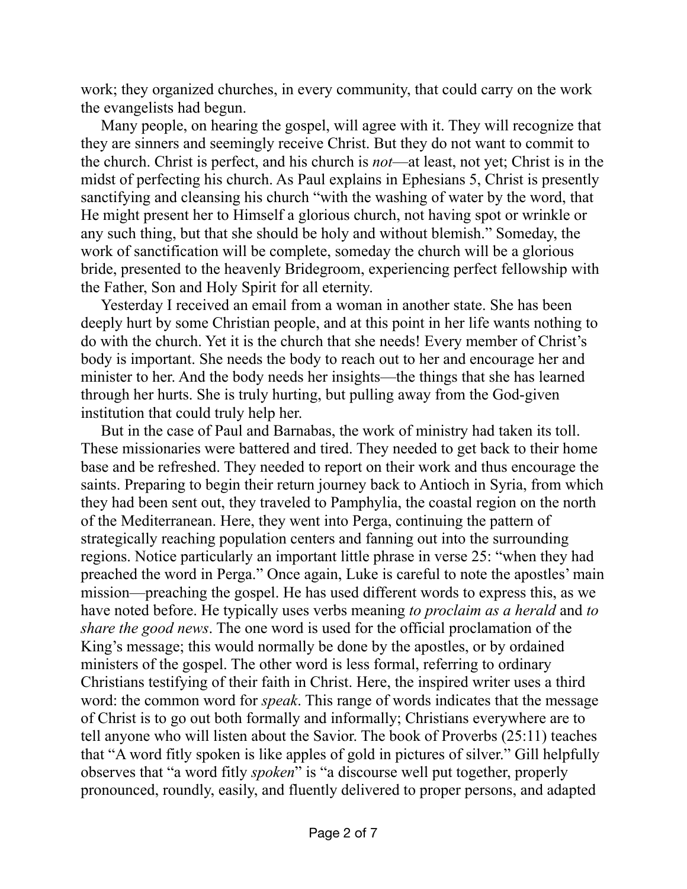work; they organized churches, in every community, that could carry on the work the evangelists had begun.

Many people, on hearing the gospel, will agree with it. They will recognize that they are sinners and seemingly receive Christ. But they do not want to commit to the church. Christ is perfect, and his church is *not*—at least, not yet; Christ is in the midst of perfecting his church. As Paul explains in Ephesians 5, Christ is presently sanctifying and cleansing his church "with the washing of water by the word, that He might present her to Himself a glorious church, not having spot or wrinkle or any such thing, but that she should be holy and without blemish." Someday, the work of sanctification will be complete, someday the church will be a glorious bride, presented to the heavenly Bridegroom, experiencing perfect fellowship with the Father, Son and Holy Spirit for all eternity.

Yesterday I received an email from a woman in another state. She has been deeply hurt by some Christian people, and at this point in her life wants nothing to do with the church. Yet it is the church that she needs! Every member of Christ's body is important. She needs the body to reach out to her and encourage her and minister to her. And the body needs her insights—the things that she has learned through her hurts. She is truly hurting, but pulling away from the God-given institution that could truly help her.

But in the case of Paul and Barnabas, the work of ministry had taken its toll. These missionaries were battered and tired. They needed to get back to their home base and be refreshed. They needed to report on their work and thus encourage the saints. Preparing to begin their return journey back to Antioch in Syria, from which they had been sent out, they traveled to Pamphylia, the coastal region on the north of the Mediterranean. Here, they went into Perga, continuing the pattern of strategically reaching population centers and fanning out into the surrounding regions. Notice particularly an important little phrase in verse 25: "when they had preached the word in Perga." Once again, Luke is careful to note the apostles' main mission—preaching the gospel. He has used different words to express this, as we have noted before. He typically uses verbs meaning *to proclaim as a herald* and *to share the good news*. The one word is used for the official proclamation of the King's message; this would normally be done by the apostles, or by ordained ministers of the gospel. The other word is less formal, referring to ordinary Christians testifying of their faith in Christ. Here, the inspired writer uses a third word: the common word for *speak*. This range of words indicates that the message of Christ is to go out both formally and informally; Christians everywhere are to tell anyone who will listen about the Savior. The book of Proverbs (25:11) teaches that "A word fitly spoken is like apples of gold in pictures of silver." Gill helpfully observes that "a word fitly *spoken*" is "a discourse well put together, properly pronounced, roundly, easily, and fluently delivered to proper persons, and adapted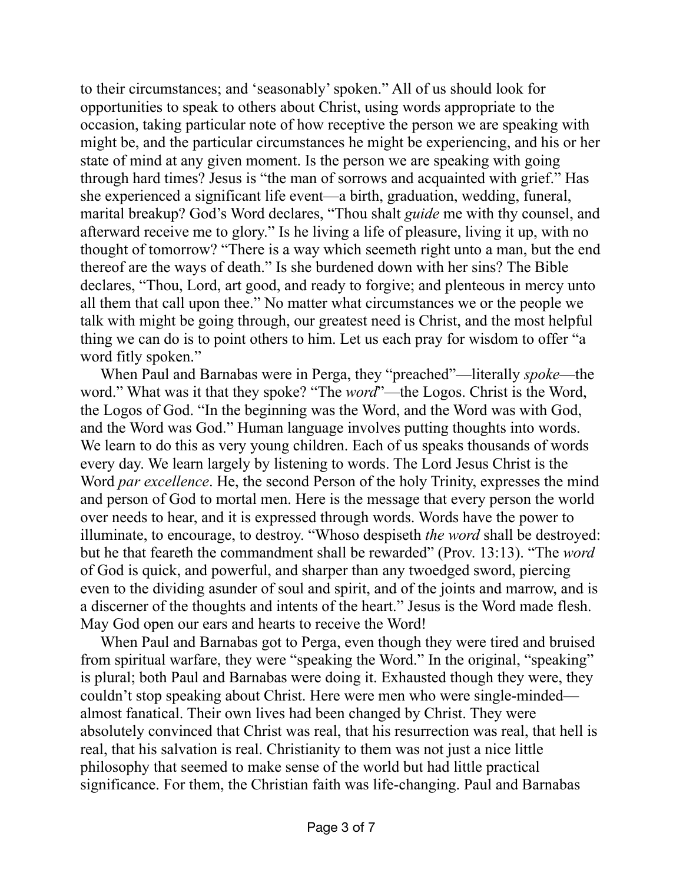to their circumstances; and 'seasonably' spoken." All of us should look for opportunities to speak to others about Christ, using words appropriate to the occasion, taking particular note of how receptive the person we are speaking with might be, and the particular circumstances he might be experiencing, and his or her state of mind at any given moment. Is the person we are speaking with going through hard times? Jesus is "the man of sorrows and acquainted with grief." Has she experienced a significant life event—a birth, graduation, wedding, funeral, marital breakup? God's Word declares, "Thou shalt *guide* me with thy counsel, and afterward receive me to glory." Is he living a life of pleasure, living it up, with no thought of tomorrow? "There is a way which seemeth right unto a man, but the end thereof are the ways of death." Is she burdened down with her sins? The Bible declares, "Thou, Lord, art good, and ready to forgive; and plenteous in mercy unto all them that call upon thee." No matter what circumstances we or the people we talk with might be going through, our greatest need is Christ, and the most helpful thing we can do is to point others to him. Let us each pray for wisdom to offer "a word fitly spoken."

When Paul and Barnabas were in Perga, they "preached"—literally *spoke*—the word." What was it that they spoke? "The *word*"—the Logos. Christ is the Word, the Logos of God. "In the beginning was the Word, and the Word was with God, and the Word was God." Human language involves putting thoughts into words. We learn to do this as very young children. Each of us speaks thousands of words every day. We learn largely by listening to words. The Lord Jesus Christ is the Word *par excellence*. He, the second Person of the holy Trinity, expresses the mind and person of God to mortal men. Here is the message that every person the world over needs to hear, and it is expressed through words. Words have the power to illuminate, to encourage, to destroy. "Whoso despiseth *the word* shall be destroyed: but he that feareth the commandment shall be rewarded" (Prov. 13:13). "The *word* of God is quick, and powerful, and sharper than any twoedged sword, piercing even to the dividing asunder of soul and spirit, and of the joints and marrow, and is a discerner of the thoughts and intents of the heart." Jesus is the Word made flesh. May God open our ears and hearts to receive the Word!

When Paul and Barnabas got to Perga, even though they were tired and bruised from spiritual warfare, they were "speaking the Word." In the original, "speaking" is plural; both Paul and Barnabas were doing it. Exhausted though they were, they couldn't stop speaking about Christ. Here were men who were single-minded—almost fanatical. Their own lives had been changed by Christ. They were absolutely convinced that Christ was real, that his resurrection was real, that hell is real, that his salvation is real. Christianity to them was not just a nice little philosophy that seemed to make sense of the world but had little practical significance. For them, the Christian faith was life-changing. Paul and Barnabas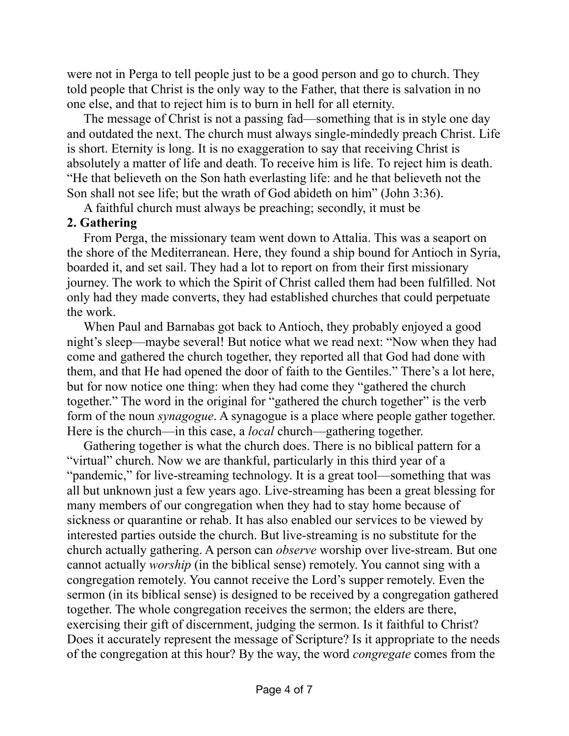were not in Perga to tell people just to be a good person and go to church. They told people that Christ is the only way to the Father, that there is salvation in no one else, and that to reject him is to burn in hell for all eternity.

The message of Christ is not a passing fad—something that is in style one day and outdated the next. The church must always single-mindedly preach Christ. Life is short. Eternity is long. It is no exaggeration to say that receiving Christ is absolutely a matter of life and death. To receive him is life. To reject him is death. "He that believeth on the Son hath everlasting life: and he that believeth not the Son shall not see life; but the wrath of God abideth on him" (John 3:36).

A faithful church must always be preaching; secondly, it must be

**2. Gathering**

From Perga, the missionary team went down to Attalia. This was a seaport on the shore of the Mediterranean. Here, they found a ship bound for Antioch in Syria, boarded it, and set sail. They had a lot to report on from their first missionary journey. The work to which the Spirit of Christ called them had been fulfilled. Not only had they made converts, they had established churches that could perpetuate the work.

When Paul and Barnabas got back to Antioch, they probably enjoyed a good night's sleep—maybe several! But notice what we read next: "Now when they had come and gathered the church together, they reported all that God had done with them, and that He had opened the door of faith to the Gentiles." There's a lot here, but for now notice one thing: when they had come they "gathered the church together." The word in the original for "gathered the church together" is the verb form of the noun *synagogue*. A synagogue is a place where people gather together. Here is the church—in this case, a *local* church—gathering together.

Gathering together is what the church does. There is no biblical pattern for a "virtual" church. Now we are thankful, particularly in this third year of a "pandemic," for live-streaming technology. It is a great tool—something that was all but unknown just a few years ago. Live-streaming has been a great blessing for many members of our congregation when they had to stay home because of sickness or quarantine or rehab. It has also enabled our services to be viewed by interested parties outside the church. But live-streaming is no substitute for the church actually gathering. A person can *observe* worship over live-stream. But one cannot actually *worship* (in the biblical sense) remotely. You cannot sing with a congregation remotely. You cannot receive the Lord's supper remotely. Even the sermon (in its biblical sense) is designed to be received by a congregation gathered together. The whole congregation receives the sermon; the elders are there, exercising their gift of discernment, judging the sermon. Is it faithful to Christ? Does it accurately represent the message of Scripture? Is it appropriate to the needs of the congregation at this hour? By the way, the word *congregate* comes from the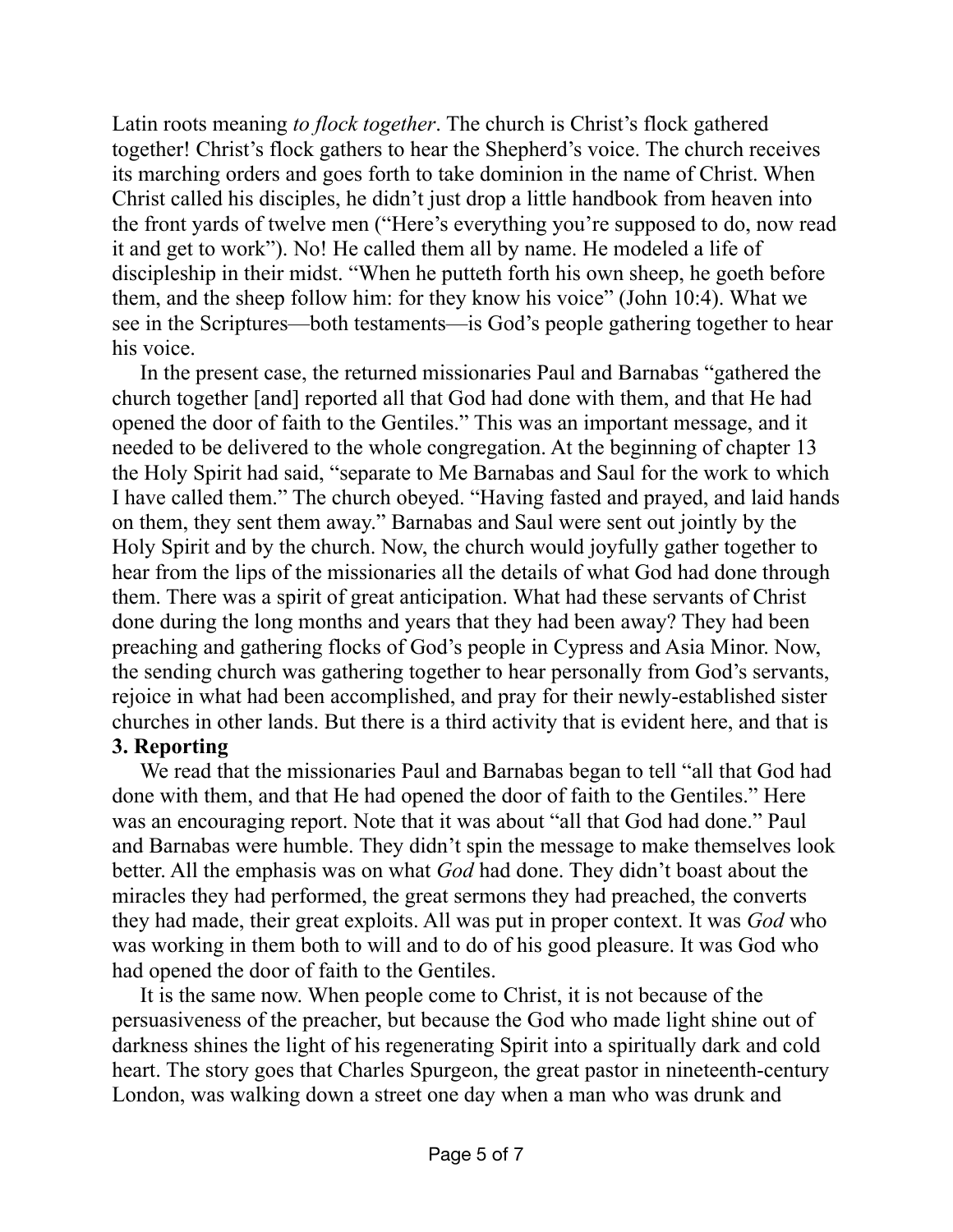Latin roots meaning *to flock together*. The church is Christ's flock gathered together! Christ's flock gathers to hear the Shepherd's voice. The church receives its marching orders and goes forth to take dominion in the name of Christ. When Christ called his disciples, he didn't just drop a little handbook from heaven into the front yards of twelve men ("Here's everything you're supposed to do, now read it and get to work"). No! He called them all by name. He modeled a life of discipleship in their midst. "When he putteth forth his own sheep, he goeth before them, and the sheep follow him: for they know his voice" (John 10:4). What we see in the Scriptures—both testaments—is God's people gathering together to hear his voice.

In the present case, the returned missionaries Paul and Barnabas "gathered the church together [and] reported all that God had done with them, and that He had opened the door of faith to the Gentiles." This was an important message, and it needed to be delivered to the whole congregation. At the beginning of chapter 13 the Holy Spirit had said, "separate to Me Barnabas and Saul for the work to which I have called them." The church obeyed. "Having fasted and prayed, and laid hands on them, they sent them away." Barnabas and Saul were sent out jointly by the Holy Spirit and by the church. Now, the church would joyfully gather together to hear from the lips of the missionaries all the details of what God had done through them. There was a spirit of great anticipation. What had these servants of Christ done during the long months and years that they had been away? They had been preaching and gathering flocks of God's people in Cypress and Asia Minor. Now, the sending church was gathering together to hear personally from God's servants, rejoice in what had been accomplished, and pray for their newly-established sister churches in other lands. But there is a third activity that is evident here, and that is

**3. Reporting**

We read that the missionaries Paul and Barnabas began to tell "all that God had done with them, and that He had opened the door of faith to the Gentiles." Here was an encouraging report. Note that it was about "all that God had done." Paul and Barnabas were humble. They didn't spin the message to make themselves look better. All the emphasis was on what *God* had done. They didn't boast about the miracles they had performed, the great sermons they had preached, the converts they had made, their great exploits. All was put in proper context. It was *God* who was working in them both to will and to do of his good pleasure. It was God who had opened the door of faith to the Gentiles.

It is the same now. When people come to Christ, it is not because of the persuasiveness of the preacher, but because the God who made light shine out of darkness shines the light of his regenerating Spirit into a spiritually dark and cold heart. The story goes that Charles Spurgeon, the great pastor in nineteenth-century London, was walking down a street one day when a man who was drunk and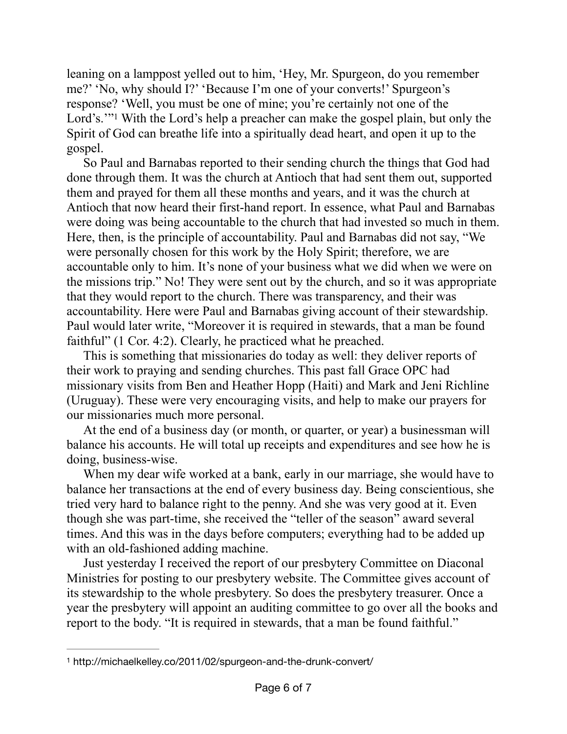leaning on a lamppost yelled out to him, 'Hey, Mr. Spurgeon, do you remember me?' 'No, why should I?' 'Because I'm one of your converts!' Spurgeon's response? 'Well, you must be one of mine; you're certainly not one of the Lord's.'"[1] With the Lord's help a preacher can make the gospel plain, but only the Spirit of God can breathe life into a spiritually dead heart, and open it up to the gospel.

So Paul and Barnabas reported to their sending church the things that God had done through them. It was the church at Antioch that had sent them out, supported them and prayed for them all these months and years, and it was the church at Antioch that now heard their first-hand report. In essence, what Paul and Barnabas were doing was being accountable to the church that had invested so much in them. Here, then, is the principle of accountability. Paul and Barnabas did not say, "We were personally chosen for this work by the Holy Spirit; therefore, we are accountable only to him. It's none of your business what we did when we were on the missions trip." No! They were sent out by the church, and so it was appropriate that they would report to the church. There was transparency, and their was accountability. Here were Paul and Barnabas giving account of their stewardship. Paul would later write, "Moreover it is required in stewards, that a man be found faithful" (1 Cor. 4:2). Clearly, he practiced what he preached.

This is something that missionaries do today as well: they deliver reports of their work to praying and sending churches. This past fall Grace OPC had missionary visits from Ben and Heather Hopp (Haiti) and Mark and Jeni Richline (Uruguay). These were very encouraging visits, and help to make our prayers for our missionaries much more personal.

At the end of a business day (or month, or quarter, or year) a businessman will balance his accounts. He will total up receipts and expenditures and see how he is doing, business-wise.

When my dear wife worked at a bank, early in our marriage, she would have to balance her transactions at the end of every business day. Being conscientious, she tried very hard to balance right to the penny. And she was very good at it. Even though she was part-time, she received the "teller of the season" award several times. And this was in the days before computers; everything had to be added up with an old-fashioned adding machine.

Just yesterday I received the report of our presbytery Committee on Diaconal Ministries for posting to our presbytery website. The Committee gives account of its stewardship to the whole presbytery. So does the presbytery treasurer. Once a year the presbytery will appoint an auditing committee to go over all the books and report to the body. "It is required in stewards, that a man be found faithful."

---

[1] http://michaelkelley.co/2011/02/spurgeon-and-the-drunk-convert/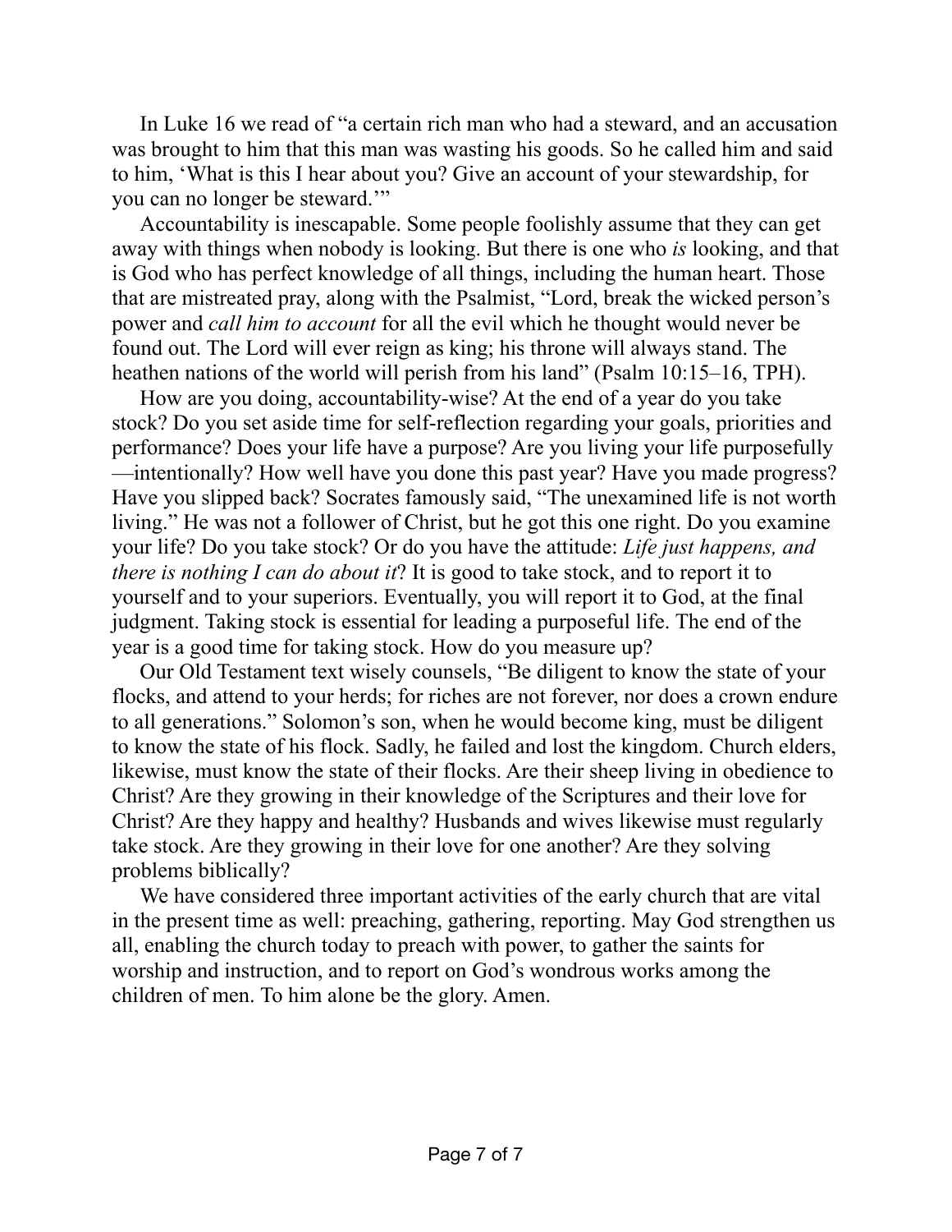In Luke 16 we read of "a certain rich man who had a steward, and an accusation was brought to him that this man was wasting his goods. So he called him and said to him, 'What is this I hear about you? Give an account of your stewardship, for you can no longer be steward.'"

Accountability is inescapable. Some people foolishly assume that they can get away with things when nobody is looking. But there is one who *is* looking, and that is God who has perfect knowledge of all things, including the human heart. Those that are mistreated pray, along with the Psalmist, "Lord, break the wicked person's power and *call him to account* for all the evil which he thought would never be found out. The Lord will ever reign as king; his throne will always stand. The heathen nations of the world will perish from his land" (Psalm 10:15–16, TPH).

How are you doing, accountability-wise? At the end of a year do you take stock? Do you set aside time for self-reflection regarding your goals, priorities and performance? Does your life have a purpose? Are you living your life purposefully—intentionally? How well have you done this past year? Have you made progress? Have you slipped back? Socrates famously said, "The unexamined life is not worth living." He was not a follower of Christ, but he got this one right. Do you examine your life? Do you take stock? Or do you have the attitude: *Life just happens, and there is nothing I can do about it*? It is good to take stock, and to report it to yourself and to your superiors. Eventually, you will report it to God, at the final judgment. Taking stock is essential for leading a purposeful life. The end of the year is a good time for taking stock. How do you measure up?

Our Old Testament text wisely counsels, "Be diligent to know the state of your flocks, and attend to your herds; for riches are not forever, nor does a crown endure to all generations." Solomon's son, when he would become king, must be diligent to know the state of his flock. Sadly, he failed and lost the kingdom. Church elders, likewise, must know the state of their flocks. Are their sheep living in obedience to Christ? Are they growing in their knowledge of the Scriptures and their love for Christ? Are they happy and healthy? Husbands and wives likewise must regularly take stock. Are they growing in their love for one another? Are they solving problems biblically?

We have considered three important activities of the early church that are vital in the present time as well: preaching, gathering, reporting. May God strengthen us all, enabling the church today to preach with power, to gather the saints for worship and instruction, and to report on God's wondrous works among the children of men. To him alone be the glory. Amen.